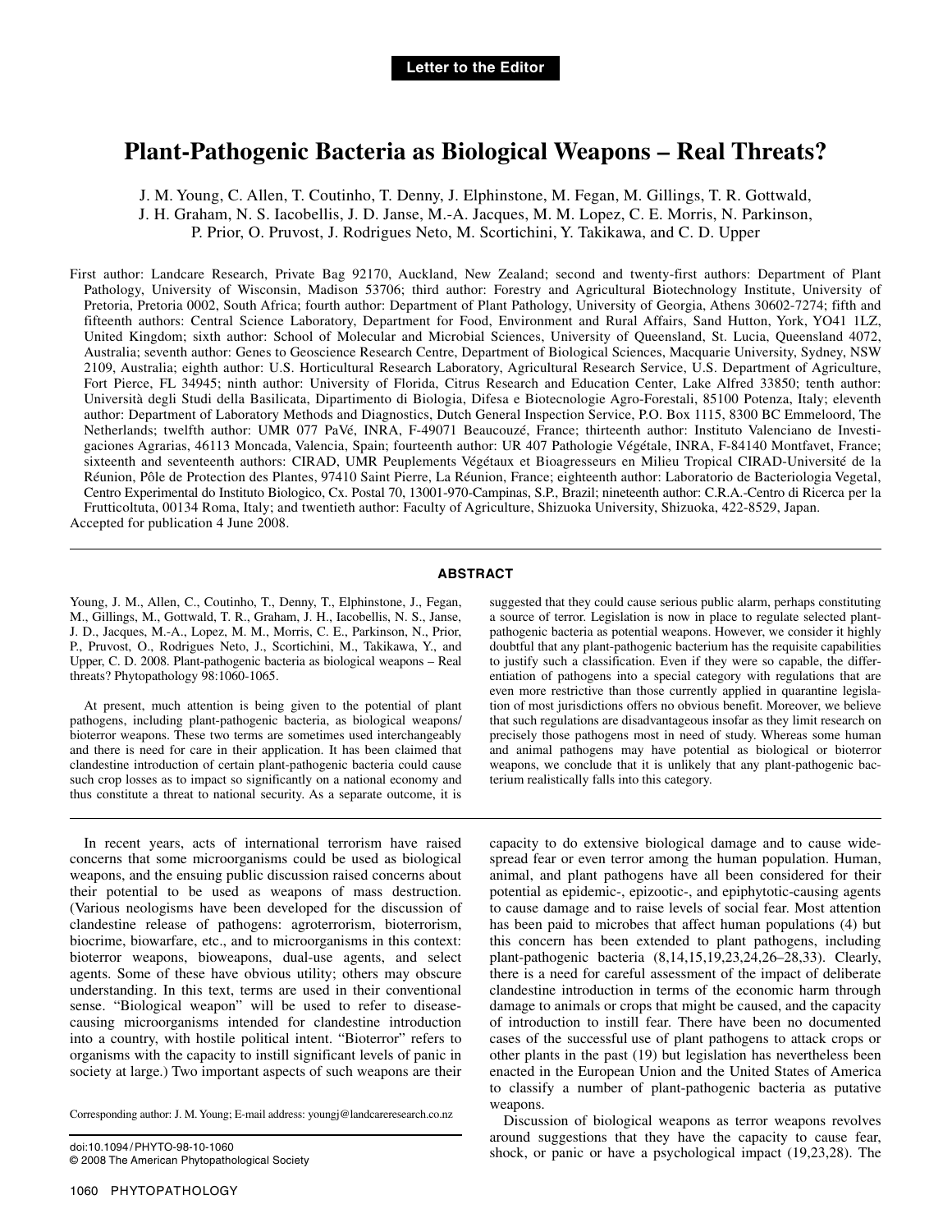**Letter to the Editor**

# Plant-Pathogenic Bacteria as Biological Weapons – Real Threats?

J. M. Young, C. Allen, T. Coutinho, T. Denny, J. Elphinstone, M. Fegan, M. Gillings, T. R. Gottwald, J. H. Graham, N. S. Iacobellis, J. D. Janse, M.-A. Jacques, M. M. Lopez, C. E. Morris, N. Parkinson, P. Prior, O. Pruvost, J. Rodrigues Neto, M. Scortichini, Y. Takikawa, and C. D. Upper

First author: Landcare Research, Private Bag 92170, Auckland, New Zealand; second and twenty-first authors: Department of Plant Pathology, University of Wisconsin, Madison 53706; third author: Forestry and Agricultural Biotechnology Institute, University of Pretoria, Pretoria 0002, South Africa; fourth author: Department of Plant Pathology, University of Georgia, Athens 30602-7274; fifth and fifteenth authors: Central Science Laboratory, Department for Food, Environment and Rural Affairs, Sand Hutton, York, YO41 1LZ, United Kingdom; sixth author: School of Molecular and Microbial Sciences, University of Queensland, St. Lucia, Queensland 4072, Australia; seventh author: Genes to Geoscience Research Centre, Department of Biological Sciences, Macquarie University, Sydney, NSW 2109, Australia; eighth author: U.S. Horticultural Research Laboratory, Agricultural Research Service, U.S. Department of Agriculture, Fort Pierce, FL 34945; ninth author: University of Florida, Citrus Research and Education Center, Lake Alfred 33850; tenth author: Università degli Studi della Basilicata, Dipartimento di Biologia, Difesa e Biotecnologie Agro-Forestali, 85100 Potenza, Italy; eleventh author: Department of Laboratory Methods and Diagnostics, Dutch General Inspection Service, P.O. Box 1115, 8300 BC Emmeloord, The Netherlands; twelfth author: UMR 077 PaVé, INRA, F-49071 Beaucouzé, France; thirteenth author: Instituto Valenciano de Investigaciones Agrarias, 46113 Moncada, Valencia, Spain; fourteenth author: UR 407 Pathologie Végétale, INRA, F-84140 Montfavet, France; sixteenth and seventeenth authors: CIRAD, UMR Peuplements Végétaux et Bioagresseurs en Milieu Tropical CIRAD-Université de la Réunion, Pôle de Protection des Plantes, 97410 Saint Pierre, La Réunion, France; eighteenth author: Laboratorio de Bacteriologia Vegetal, Centro Experimental do Instituto Biologico, Cx. Postal 70, 13001-970-Campinas, S.P., Brazil; nineteenth author: C.R.A.-Centro di Ricerca per la Frutticoltuta, 00134 Roma, Italy; and twentieth author: Faculty of Agriculture, Shizuoka University, Shizuoka, 422-8529, Japan.

Accepted for publication 4 June 2008.

## ABSTRACT

Young, J. M., Allen, C., Coutinho, T., Denny, T., Elphinstone, J., Fegan, M., Gillings, M., Gottwald, T. R., Graham, J. H., Iacobellis, N. S., Janse, J. D., Jacques, M.-A., Lopez, M. M., Morris, C. E., Parkinson, N., Prior, P., Pruvost, O., Rodrigues Neto, J., Scortichini, M., Takikawa, Y., and Upper, C. D. 2008. Plant-pathogenic bacteria as biological weapons – Real threats? Phytopathology 98:1060-1065.

At present, much attention is being given to the potential of plant pathogens, including plant-pathogenic bacteria, as biological weapons/bioterror weapons. These two terms are sometimes used interchangeably and there is need for care in their application. It has been claimed that clandestine introduction of certain plant-pathogenic bacteria could cause such crop losses as to impact so significantly on a national economy and thus constitute a threat to national security. As a separate outcome, it is suggested that they could cause serious public alarm, perhaps constituting a source of terror. Legislation is now in place to regulate selected plant-pathogenic bacteria as potential weapons. However, we consider it highly doubtful that any plant-pathogenic bacterium has the requisite capabilities to justify such a classification. Even if they were so capable, the differentiation of pathogens into a special category with regulations that are even more restrictive than those currently applied in quarantine legislation of most jurisdictions offers no obvious benefit. Moreover, we believe that such regulations are disadvantageous insofar as they limit research on precisely those pathogens most in need of study. Whereas some human and animal pathogens may have potential as biological or bioterror weapons, we conclude that it is unlikely that any plant-pathogenic bacterium realistically falls into this category.

---

In recent years, acts of international terrorism have raised concerns that some microorganisms could be used as biological weapons, and the ensuing public discussion raised concerns about their potential to be used as weapons of mass destruction. (Various neologisms have been developed for the discussion of clandestine release of pathogens: agroterrorism, bioterrorism, biocrime, biowarfare, etc., and to microorganisms in this context: bioterror weapons, bioweapons, dual-use agents, and select agents. Some of these have obvious utility; others may obscure understanding. In this text, terms are used in their conventional sense. "Biological weapon" will be used to refer to disease-causing microorganisms intended for clandestine introduction into a country, with hostile political intent. "Bioterror" refers to organisms with the capacity to instill significant levels of panic in society at large.) Two important aspects of such weapons are their capacity to do extensive biological damage and to cause widespread fear or even terror among the human population. Human, animal, and plant pathogens have all been considered for their potential as epidemic-, epizootic-, and epiphytotic-causing agents to cause damage and to raise levels of social fear. Most attention has been paid to microbes that affect human populations (4) but this concern has been extended to plant pathogens, including plant-pathogenic bacteria (8,14,15,19,23,24,26–28,33). Clearly, there is a need for careful assessment of the impact of deliberate clandestine introduction in terms of the economic harm through damage to animals or crops that might be caused, and the capacity of introduction to instill fear. There have been no documented cases of the successful use of plant pathogens to attack crops or other plants in the past (19) but legislation has nevertheless been enacted in the European Union and the United States of America to classify a number of plant-pathogenic bacteria as putative weapons.

Discussion of biological weapons as terror weapons revolves around suggestions that they have the capacity to cause fear, shock, or panic or have a psychological impact (19,23,28). The

Corresponding author: J. M. Young; E-mail address: youngj@landcareresearch.co.nz

doi:10.1094/PHYTO-98-10-1060
© 2008 The American Phytopathological Society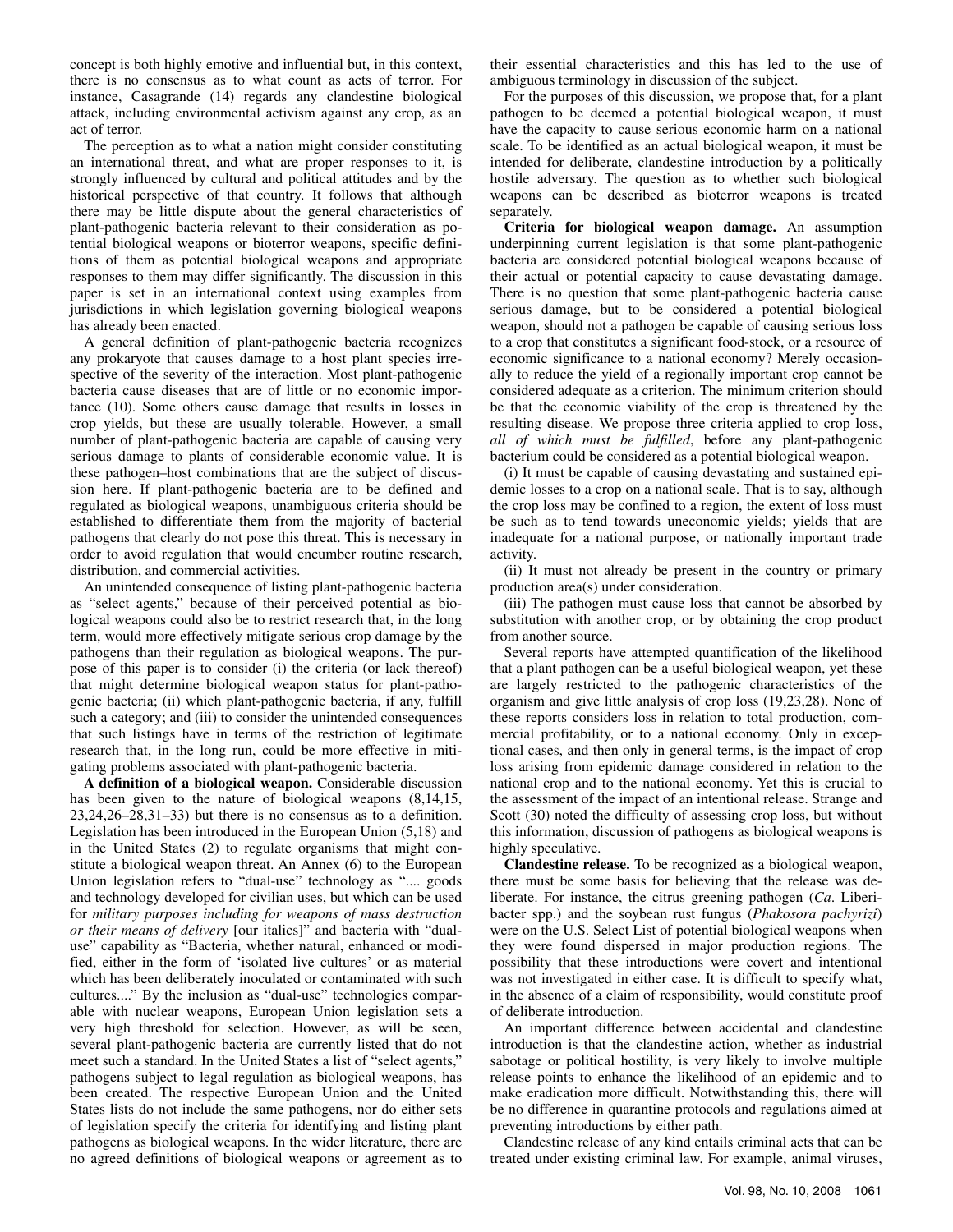concept is both highly emotive and influential but, in this context, there is no consensus as to what count as acts of terror. For instance, Casagrande (14) regards any clandestine biological attack, including environmental activism against any crop, as an act of terror.

The perception as to what a nation might consider constituting an international threat, and what are proper responses to it, is strongly influenced by cultural and political attitudes and by the historical perspective of that country. It follows that although there may be little dispute about the general characteristics of plant-pathogenic bacteria relevant to their consideration as potential biological weapons or bioterror weapons, specific definitions of them as potential biological weapons and appropriate responses to them may differ significantly. The discussion in this paper is set in an international context using examples from jurisdictions in which legislation governing biological weapons has already been enacted.

A general definition of plant-pathogenic bacteria recognizes any prokaryote that causes damage to a host plant species irrespective of the severity of the interaction. Most plant-pathogenic bacteria cause diseases that are of little or no economic importance (10). Some others cause damage that results in losses in crop yields, but these are usually tolerable. However, a small number of plant-pathogenic bacteria are capable of causing very serious damage to plants of considerable economic value. It is these pathogen–host combinations that are the subject of discussion here. If plant-pathogenic bacteria are to be defined and regulated as biological weapons, unambiguous criteria should be established to differentiate them from the majority of bacterial pathogens that clearly do not pose this threat. This is necessary in order to avoid regulation that would encumber routine research, distribution, and commercial activities.

An unintended consequence of listing plant-pathogenic bacteria as "select agents," because of their perceived potential as biological weapons could also be to restrict research that, in the long term, would more effectively mitigate serious crop damage by the pathogens than their regulation as biological weapons. The purpose of this paper is to consider (i) the criteria (or lack thereof) that might determine biological weapon status for plant-pathogenic bacteria; (ii) which plant-pathogenic bacteria, if any, fulfill such a category; and (iii) to consider the unintended consequences that such listings have in terms of the restriction of legitimate research that, in the long run, could be more effective in mitigating problems associated with plant-pathogenic bacteria.

**A definition of a biological weapon.** Considerable discussion has been given to the nature of biological weapons (8,14,15, 23,24,26–28,31–33) but there is no consensus as to a definition. Legislation has been introduced in the European Union (5,18) and in the United States (2) to regulate organisms that might constitute a biological weapon threat. An Annex (6) to the European Union legislation refers to "dual-use" technology as ".... goods and technology developed for civilian uses, but which can be used for *military purposes including for weapons of mass destruction or their means of delivery* [our italics]" and bacteria with "dual-use" capability as "Bacteria, whether natural, enhanced or modified, either in the form of 'isolated live cultures' or as material which has been deliberately inoculated or contaminated with such cultures...." By the inclusion as "dual-use" technologies comparable with nuclear weapons, European Union legislation sets a very high threshold for selection. However, as will be seen, several plant-pathogenic bacteria are currently listed that do not meet such a standard. In the United States a list of "select agents," pathogens subject to legal regulation as biological weapons, has been created. The respective European Union and the United States lists do not include the same pathogens, nor do either sets of legislation specify the criteria for identifying and listing plant pathogens as biological weapons. In the wider literature, there are no agreed definitions of biological weapons or agreement as to their essential characteristics and this has led to the use of ambiguous terminology in discussion of the subject.

For the purposes of this discussion, we propose that, for a plant pathogen to be deemed a potential biological weapon, it must have the capacity to cause serious economic harm on a national scale. To be identified as an actual biological weapon, it must be intended for deliberate, clandestine introduction by a politically hostile adversary. The question as to whether such biological weapons can be described as bioterror weapons is treated separately.

**Criteria for biological weapon damage.** An assumption underpinning current legislation is that some plant-pathogenic bacteria are considered potential biological weapons because of their actual or potential capacity to cause devastating damage. There is no question that some plant-pathogenic bacteria cause serious damage, but to be considered a potential biological weapon, should not a pathogen be capable of causing serious loss to a crop that constitutes a significant food-stock, or a resource of economic significance to a national economy? Merely occasionally to reduce the yield of a regionally important crop cannot be considered adequate as a criterion. The minimum criterion should be that the economic viability of the crop is threatened by the resulting disease. We propose three criteria applied to crop loss, *all of which must be fulfilled*, before any plant-pathogenic bacterium could be considered as a potential biological weapon.

(i) It must be capable of causing devastating and sustained epidemic losses to a crop on a national scale. That is to say, although the crop loss may be confined to a region, the extent of loss must be such as to tend towards uneconomic yields; yields that are inadequate for a national purpose, or nationally important trade activity.

(ii) It must not already be present in the country or primary production area(s) under consideration.

(iii) The pathogen must cause loss that cannot be absorbed by substitution with another crop, or by obtaining the crop product from another source.

Several reports have attempted quantification of the likelihood that a plant pathogen can be a useful biological weapon, yet these are largely restricted to the pathogenic characteristics of the organism and give little analysis of crop loss (19,23,28). None of these reports considers loss in relation to total production, commercial profitability, or to a national economy. Only in exceptional cases, and then only in general terms, is the impact of crop loss arising from epidemic damage considered in relation to the national crop and to the national economy. Yet this is crucial to the assessment of the impact of an intentional release. Strange and Scott (30) noted the difficulty of assessing crop loss, but without this information, discussion of pathogens as biological weapons is highly speculative.

**Clandestine release.** To be recognized as a biological weapon, there must be some basis for believing that the release was deliberate. For instance, the citrus greening pathogen (*Ca.* Liberibacter spp.) and the soybean rust fungus (*Phakosora pachyrizi*) were on the U.S. Select List of potential biological weapons when they were found dispersed in major production regions. The possibility that these introductions were covert and intentional was not investigated in either case. It is difficult to specify what, in the absence of a claim of responsibility, would constitute proof of deliberate introduction.

An important difference between accidental and clandestine introduction is that the clandestine action, whether as industrial sabotage or political hostility, is very likely to involve multiple release points to enhance the likelihood of an epidemic and to make eradication more difficult. Notwithstanding this, there will be no difference in quarantine protocols and regulations aimed at preventing introductions by either path.

Clandestine release of any kind entails criminal acts that can be treated under existing criminal law. For example, animal viruses,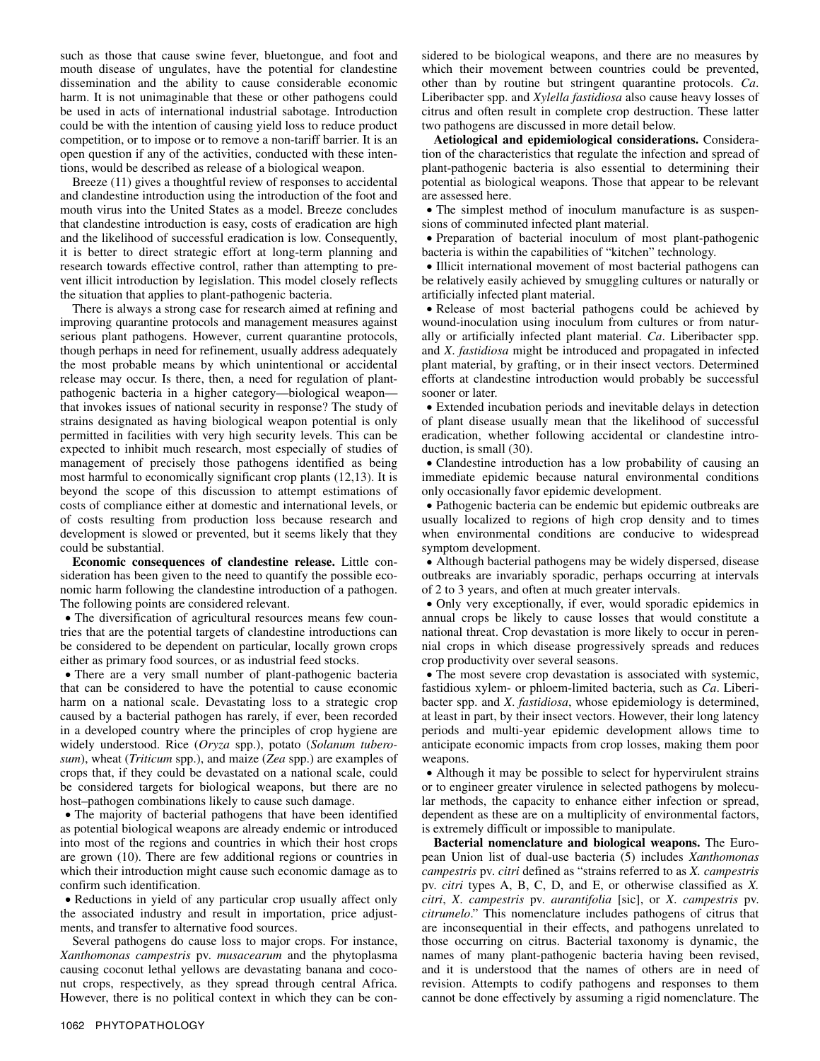such as those that cause swine fever, bluetongue, and foot and mouth disease of ungulates, have the potential for clandestine dissemination and the ability to cause considerable economic harm. It is not unimaginable that these or other pathogens could be used in acts of international industrial sabotage. Introduction could be with the intention of causing yield loss to reduce product competition, or to impose or to remove a non-tariff barrier. It is an open question if any of the activities, conducted with these intentions, would be described as release of a biological weapon.

Breeze (11) gives a thoughtful review of responses to accidental and clandestine introduction using the introduction of the foot and mouth virus into the United States as a model. Breeze concludes that clandestine introduction is easy, costs of eradication are high and the likelihood of successful eradication is low. Consequently, it is better to direct strategic effort at long-term planning and research towards effective control, rather than attempting to prevent illicit introduction by legislation. This model closely reflects the situation that applies to plant-pathogenic bacteria.

There is always a strong case for research aimed at refining and improving quarantine protocols and management measures against serious plant pathogens. However, current quarantine protocols, though perhaps in need for refinement, usually address adequately the most probable means by which unintentional or accidental release may occur. Is there, then, a need for regulation of plant-pathogenic bacteria in a higher category—biological weapon—that invokes issues of national security in response? The study of strains designated as having biological weapon potential is only permitted in facilities with very high security levels. This can be expected to inhibit much research, most especially of studies of management of precisely those pathogens identified as being most harmful to economically significant crop plants (12,13). It is beyond the scope of this discussion to attempt estimations of costs of compliance either at domestic and international levels, or of costs resulting from production loss because research and development is slowed or prevented, but it seems likely that they could be substantial.

**Economic consequences of clandestine release.** Little consideration has been given to the need to quantify the possible economic harm following the clandestine introduction of a pathogen. The following points are considered relevant.

- The diversification of agricultural resources means few countries that are the potential targets of clandestine introductions can be considered to be dependent on particular, locally grown crops either as primary food sources, or as industrial feed stocks.
- There are a very small number of plant-pathogenic bacteria that can be considered to have the potential to cause economic harm on a national scale. Devastating loss to a strategic crop caused by a bacterial pathogen has rarely, if ever, been recorded in a developed country where the principles of crop hygiene are widely understood. Rice (*Oryza* spp.), potato (*Solanum tuberosum*), wheat (*Triticum* spp.), and maize (*Zea* spp.) are examples of crops that, if they could be devastated on a national scale, could be considered targets for biological weapons, but there are no host–pathogen combinations likely to cause such damage.
- The majority of bacterial pathogens that have been identified as potential biological weapons are already endemic or introduced into most of the regions and countries in which their host crops are grown (10). There are few additional regions or countries in which their introduction might cause such economic damage as to confirm such identification.
- Reductions in yield of any particular crop usually affect only the associated industry and result in importation, price adjustments, and transfer to alternative food sources.

Several pathogens do cause loss to major crops. For instance, *Xanthomonas campestris* pv. *musacearum* and the phytoplasma causing coconut lethal yellows are devastating banana and coconut crops, respectively, as they spread through central Africa. However, there is no political context in which they can be considered to be biological weapons, and there are no measures by which their movement between countries could be prevented, other than by routine but stringent quarantine protocols. *Ca*. Liberibacter spp. and *Xylella fastidiosa* also cause heavy losses of citrus and often result in complete crop destruction. These latter two pathogens are discussed in more detail below.

**Aetiological and epidemiological considerations.** Consideration of the characteristics that regulate the infection and spread of plant-pathogenic bacteria is also essential to determining their potential as biological weapons. Those that appear to be relevant are assessed here.

- The simplest method of inoculum manufacture is as suspensions of comminuted infected plant material.
- Preparation of bacterial inoculum of most plant-pathogenic bacteria is within the capabilities of "kitchen" technology.
- Illicit international movement of most bacterial pathogens can be relatively easily achieved by smuggling cultures or naturally or artificially infected plant material.
- Release of most bacterial pathogens could be achieved by wound-inoculation using inoculum from cultures or from naturally or artificially infected plant material. *Ca*. Liberibacter spp. and *X. fastidiosa* might be introduced and propagated in infected plant material, by grafting, or in their insect vectors. Determined efforts at clandestine introduction would probably be successful sooner or later.
- Extended incubation periods and inevitable delays in detection of plant disease usually mean that the likelihood of successful eradication, whether following accidental or clandestine introduction, is small (30).
- Clandestine introduction has a low probability of causing an immediate epidemic because natural environmental conditions only occasionally favor epidemic development.
- Pathogenic bacteria can be endemic but epidemic outbreaks are usually localized to regions of high crop density and to times when environmental conditions are conducive to widespread symptom development.
- Although bacterial pathogens may be widely dispersed, disease outbreaks are invariably sporadic, perhaps occurring at intervals of 2 to 3 years, and often at much greater intervals.
- Only very exceptionally, if ever, would sporadic epidemics in annual crops be likely to cause losses that would constitute a national threat. Crop devastation is more likely to occur in perennial crops in which disease progressively spreads and reduces crop productivity over several seasons.
- The most severe crop devastation is associated with systemic, fastidious xylem- or phloem-limited bacteria, such as *Ca*. Liberibacter spp. and *X. fastidiosa*, whose epidemiology is determined, at least in part, by their insect vectors. However, their long latency periods and multi-year epidemic development allows time to anticipate economic impacts from crop losses, making them poor weapons.
- Although it may be possible to select for hypervirulent strains or to engineer greater virulence in selected pathogens by molecular methods, the capacity to enhance either infection or spread, dependent as these are on a multiplicity of environmental factors, is extremely difficult or impossible to manipulate.

**Bacterial nomenclature and biological weapons.** The European Union list of dual-use bacteria (5) includes *Xanthomonas campestris* pv. *citri* defined as "strains referred to as *X. campestris* pv. *citri* types A, B, C, D, and E, or otherwise classified as *X. citri*, *X. campestris* pv. *aurantifolia* [sic], or *X. campestris* pv. *citrumelo*." This nomenclature includes pathogens of citrus that are inconsequential in their effects, and pathogens unrelated to those occurring on citrus. Bacterial taxonomy is dynamic, the names of many plant-pathogenic bacteria having been revised, and it is understood that the names of others are in need of revision. Attempts to codify pathogens and responses to them cannot be done effectively by assuming a rigid nomenclature. The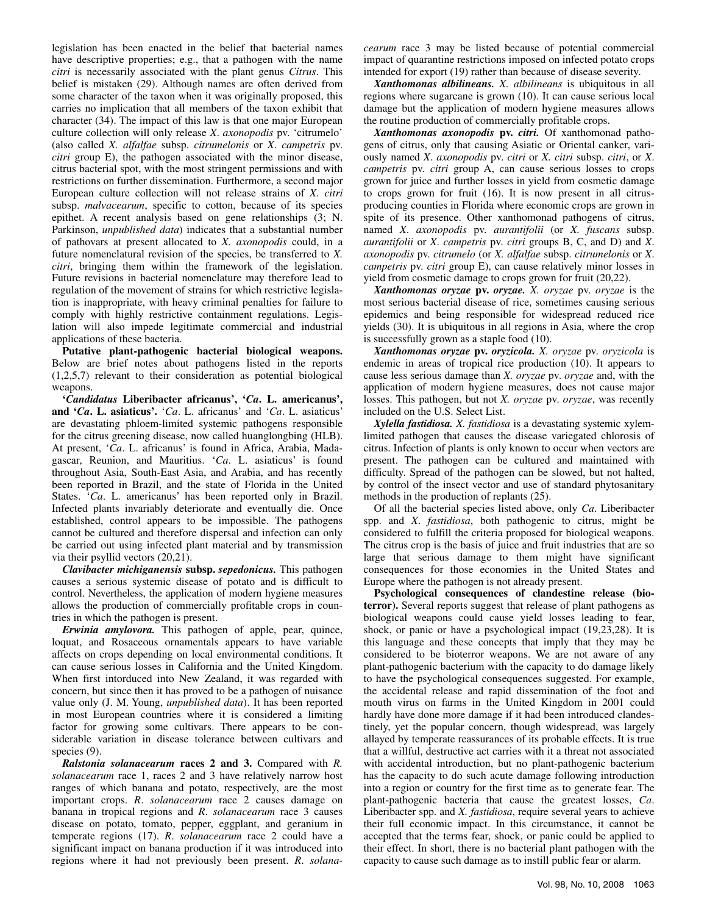legislation has been enacted in the belief that bacterial names have descriptive properties; e.g., that a pathogen with the name *citri* is necessarily associated with the plant genus *Citrus*. This belief is mistaken (29). Although names are often derived from some character of the taxon when it was originally proposed, this carries no implication that all members of the taxon exhibit that character (34). The impact of this law is that one major European culture collection will only release *X. axonopodis* pv. 'citrumelo' (also called *X. alfalfae* subsp. *citrumelonis* or *X. campetris* pv. *citri* group E), the pathogen associated with the minor disease, citrus bacterial spot, with the most stringent permissions and with restrictions on further dissemination. Furthermore, a second major European culture collection will not release strains of *X. citri* subsp. *malvacearum*, specific to cotton, because of its species epithet. A recent analysis based on gene relationships (3; N. Parkinson, *unpublished data*) indicates that a substantial number of pathovars at present allocated to *X. axonopodis* could, in a future nomenclatural revision of the species, be transferred to *X. citri*, bringing them within the framework of the legislation. Future revisions in bacterial nomenclature may therefore lead to regulation of the movement of strains for which restrictive legislation is inappropriate, with heavy criminal penalties for failure to comply with highly restrictive containment regulations. Legislation will also impede legitimate commercial and industrial applications of these bacteria.

**Putative plant-pathogenic bacterial biological weapons.** Below are brief notes about pathogens listed in the reports (1,2,5,7) relevant to their consideration as potential biological weapons.

**'*Candidatus* Liberibacter africanus', '*Ca*. L. americanus', and '*Ca*. L. asiaticus'.** '*Ca*. L. africanus' and '*Ca*. L. asiaticus' are devastating phloem-limited systemic pathogens responsible for the citrus greening disease, now called huanglongbing (HLB). At present, '*Ca*. L. africanus' is found in Africa, Arabia, Madagascar, Reunion, and Mauritius. '*Ca*. L. asiaticus' is found throughout Asia, South-East Asia, and Arabia, and has recently been reported in Brazil, and the state of Florida in the United States. '*Ca*. L. americanus' has been reported only in Brazil. Infected plants invariably deteriorate and eventually die. Once established, control appears to be impossible. The pathogens cannot be cultured and therefore dispersal and infection can only be carried out using infected plant material and by transmission via their psyllid vectors (20,21).

***Clavibacter michiganensis* subsp. *sepedonicus*.** This pathogen causes a serious systemic disease of potato and is difficult to control. Nevertheless, the application of modern hygiene measures allows the production of commercially profitable crops in countries in which the pathogen is present.

***Erwinia amylovora*.** This pathogen of apple, pear, quince, loquat, and Rosaceous ornamentals appears to have variable affects on crops depending on local environmental conditions. It can cause serious losses in California and the United Kingdom. When first intorduced into New Zealand, it was regarded with concern, but since then it has proved to be a pathogen of nuisance value only (J. M. Young, *unpublished data*). It has been reported in most European countries where it is considered a limiting factor for growing some cultivars. There appears to be considerable variation in disease tolerance between cultivars and species (9).

***Ralstonia solanacearum* races 2 and 3.** Compared with *R. solanacearum* race 1, races 2 and 3 have relatively narrow host ranges of which banana and potato, respectively, are the most important crops. *R. solanacearum* race 2 causes damage on banana in tropical regions and *R. solanacearum* race 3 causes disease on potato, tomato, pepper, eggplant, and geranium in temperate regions (17). *R. solanacearum* race 2 could have a significant impact on banana production if it was introduced into regions where it had not previously been present. *R. solanacearum* race 3 may be listed because of potential commercial impact of quarantine restrictions imposed on infected potato crops intended for export (19) rather than because of disease severity.

***Xanthomonas albilineans*.** *X. albilineans* is ubiquitous in all regions where sugarcane is grown (10). It can cause serious local damage but the application of modern hygiene measures allows the routine production of commercially profitable crops.

***Xanthomonas axonopodis* pv. *citri*.** Of xanthomonad pathogens of citrus, only that causing Asiatic or Oriental canker, variously named *X. axonopodis* pv. *citri* or *X. citri* subsp. *citri*, or *X. campetris* pv. *citri* group A, can cause serious losses to crops grown for juice and further losses in yield from cosmetic damage to crops grown for fruit (16). It is now present in all citrus-producing counties in Florida where economic crops are grown in spite of its presence. Other xanthomonad pathogens of citrus, named *X. axonopodis* pv. *aurantifolii* (or *X. fuscans* subsp. *aurantifolii* or *X. campetris* pv. *citri* groups B, C, and D) and *X. axonopodis* pv. *citrumelo* (or *X. alfalfae* subsp. *citrumelonis* or *X. campetris* pv. *citri* group E), can cause relatively minor losses in yield from cosmetic damage to crops grown for fruit (20,22).

***Xanthomonas oryzae* pv. *oryzae*.** *X. oryzae* pv. *oryzae* is the most serious bacterial disease of rice, sometimes causing serious epidemics and being responsible for widespread reduced rice yields (30). It is ubiquitous in all regions in Asia, where the crop is successfully grown as a staple food (10).

***Xanthomonas oryzae* pv. *oryzicola*.** *X. oryzae* pv. *oryzicola* is endemic in areas of tropical rice production (10). It appears to cause less serious damage than *X. oryzae* pv. *oryzae* and, with the application of modern hygiene measures, does not cause major losses. This pathogen, but not *X. oryzae* pv. *oryzae*, was recently included on the U.S. Select List.

***Xylella fastidiosa*.** *X. fastidiosa* is a devastating systemic xylem-limited pathogen that causes the disease variegated chlorosis of citrus. Infection of plants is only known to occur when vectors are present. The pathogen can be cultured and maintained with difficulty. Spread of the pathogen can be slowed, but not halted, by control of the insect vector and use of standard phytosanitary methods in the production of replants (25).

Of all the bacterial species listed above, only *Ca*. Liberibacter spp. and *X. fastidiosa*, both pathogenic to citrus, might be considered to fulfill the criteria proposed for biological weapons. The citrus crop is the basis of juice and fruit industries that are so large that serious damage to them might have significant consequences for those economies in the United States and Europe where the pathogen is not already present.

**Psychological consequences of clandestine release (bioterror).** Several reports suggest that release of plant pathogens as biological weapons could cause yield losses leading to fear, shock, or panic or have a psychological impact (19,23,28). It is this language and these concepts that imply that they may be considered to be bioterror weapons. We are not aware of any plant-pathogenic bacterium with the capacity to do damage likely to have the psychological consequences suggested. For example, the accidental release and rapid dissemination of the foot and mouth virus on farms in the United Kingdom in 2001 could hardly have done more damage if it had been introduced clandestinely, yet the popular concern, though widespread, was largely allayed by temperate reassurances of its probable effects. It is true that a willful, destructive act carries with it a threat not associated with accidental introduction, but no plant-pathogenic bacterium has the capacity to do such acute damage following introduction into a region or country for the first time as to generate fear. The plant-pathogenic bacteria that cause the greatest losses, *Ca*. Liberibacter spp. and *X. fastidiosa*, require several years to achieve their full economic impact. In this circumstance, it cannot be accepted that the terms fear, shock, or panic could be applied to their effect. In short, there is no bacterial plant pathogen with the capacity to cause such damage as to instill public fear or alarm.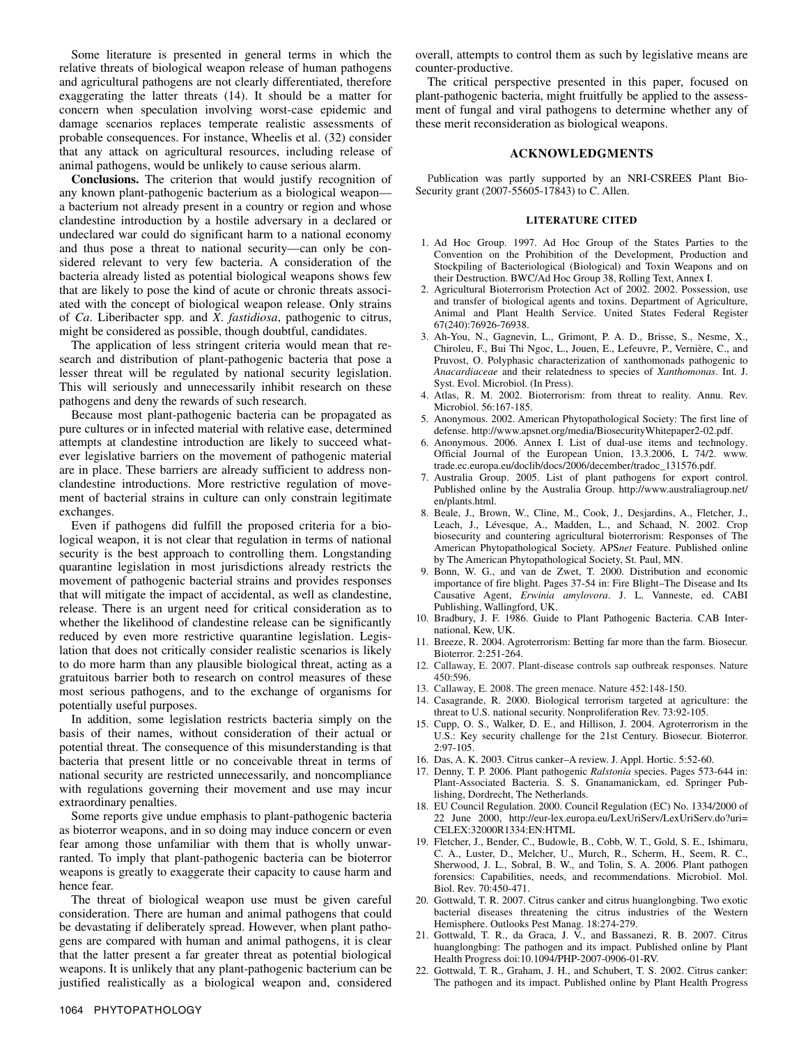Some literature is presented in general terms in which the relative threats of biological weapon release of human pathogens and agricultural pathogens are not clearly differentiated, therefore exaggerating the latter threats (14). It should be a matter for concern when speculation involving worst-case epidemic and damage scenarios replaces temperate realistic assessments of probable consequences. For instance, Wheelis et al. (32) consider that any attack on agricultural resources, including release of animal pathogens, would be unlikely to cause serious alarm.

**Conclusions.** The criterion that would justify recognition of any known plant-pathogenic bacterium as a biological weapon—a bacterium not already present in a country or region and whose clandestine introduction by a hostile adversary in a declared or undeclared war could do significant harm to a national economy and thus pose a threat to national security—can only be considered relevant to very few bacteria. A consideration of the bacteria already listed as potential biological weapons shows few that are likely to pose the kind of acute or chronic threats associated with the concept of biological weapon release. Only strains of *Ca*. Liberibacter spp. and *X. fastidiosa*, pathogenic to citrus, might be considered as possible, though doubtful, candidates.

The application of less stringent criteria would mean that research and distribution of plant-pathogenic bacteria that pose a lesser threat will be regulated by national security legislation. This will seriously and unnecessarily inhibit research on these pathogens and deny the rewards of such research.

Because most plant-pathogenic bacteria can be propagated as pure cultures or in infected material with relative ease, determined attempts at clandestine introduction are likely to succeed whatever legislative barriers on the movement of pathogenic material are in place. These barriers are already sufficient to address nonclandestine introductions. More restrictive regulation of movement of bacterial strains in culture can only constrain legitimate exchanges.

Even if pathogens did fulfill the proposed criteria for a biological weapon, it is not clear that regulation in terms of national security is the best approach to controlling them. Longstanding quarantine legislation in most jurisdictions already restricts the movement of pathogenic bacterial strains and provides responses that will mitigate the impact of accidental, as well as clandestine, release. There is an urgent need for critical consideration as to whether the likelihood of clandestine release can be significantly reduced by even more restrictive quarantine legislation. Legislation that does not critically consider realistic scenarios is likely to do more harm than any plausible biological threat, acting as a gratuitous barrier both to research on control measures of these most serious pathogens, and to the exchange of organisms for potentially useful purposes.

In addition, some legislation restricts bacteria simply on the basis of their names, without consideration of their actual or potential threat. The consequence of this misunderstanding is that bacteria that present little or no conceivable threat in terms of national security are restricted unnecessarily, and noncompliance with regulations governing their movement and use may incur extraordinary penalties.

Some reports give undue emphasis to plant-pathogenic bacteria as bioterror weapons, and in so doing may induce concern or even fear among those unfamiliar with them that is wholly unwarranted. To imply that plant-pathogenic bacteria can be bioterror weapons is greatly to exaggerate their capacity to cause harm and hence fear.

The threat of biological weapon use must be given careful consideration. There are human and animal pathogens that could be devastating if deliberately spread. However, when plant pathogens are compared with human and animal pathogens, it is clear that the latter present a far greater threat as potential biological weapons. It is unlikely that any plant-pathogenic bacterium can be justified realistically as a biological weapon and, considered overall, attempts to control them as such by legislative means are counter-productive.

The critical perspective presented in this paper, focused on plant-pathogenic bacteria, might fruitfully be applied to the assessment of fungal and viral pathogens to determine whether any of these merit reconsideration as biological weapons.

## ACKNOWLEDGMENTS

Publication was partly supported by an NRI-CSREES Plant Bio-Security grant (2007-55605-17843) to C. Allen.

## LITERATURE CITED

1. Ad Hoc Group. 1997. Ad Hoc Group of the States Parties to the Convention on the Prohibition of the Development, Production and Stockpiling of Bacteriological (Biological) and Toxin Weapons and on their Destruction. BWC/Ad Hoc Group 38, Rolling Text, Annex I.
2. Agricultural Bioterrorism Protection Act of 2002. 2002. Possession, use and transfer of biological agents and toxins. Department of Agriculture, Animal and Plant Health Service. United States Federal Register 67(240):76926-76938.
3. Ah-You, N., Gagnevin, L., Grimont, P. A. D., Brisse, S., Nesme, X., Chiroleu, F., Bui Thi Ngoc, L., Jouen, E., Lefeuvre, P., Vernière, C., and Pruvost, O. Polyphasic characterization of xanthomonads pathogenic to *Anacardiaceae* and their relatedness to species of *Xanthomonas*. Int. J. Syst. Evol. Microbiol. (In Press).
4. Atlas, R. M. 2002. Bioterrorism: from threat to reality. Annu. Rev. Microbiol. 56:167-185.
5. Anonymous. 2002. American Phytopathological Society: The first line of defense. http://www.apsnet.org/media/BiosecurityWhitepaper2-02.pdf.
6. Anonymous. 2006. Annex I. List of dual-use items and technology. Official Journal of the European Union, 13.3.2006, L 74/2. www.trade.ec.europa.eu/doclib/docs/2006/december/tradoc_131576.pdf.
7. Australia Group. 2005. List of plant pathogens for export control. Published online by the Australia Group. http://www.australiagroup.net/en/plants.html.
8. Beale, J., Brown, W., Cline, M., Cook, J., Desjardins, A., Fletcher, J., Leach, J., Lévesque, A., Madden, L., and Schaad, N. 2002. Crop biosecurity and countering agricultural bioterrorism: Responses of The American Phytopathological Society. APS*net* Feature. Published online by The American Phytopathological Society, St. Paul, MN.
9. Bonn, W. G., and van de Zwet, T. 2000. Distribution and economic importance of fire blight. Pages 37-54 in: Fire Blight–The Disease and Its Causative Agent, *Erwinia amylovora*. J. L. Vanneste, ed. CABI Publishing, Wallingford, UK.
10. Bradbury, J. F. 1986. Guide to Plant Pathogenic Bacteria. CAB International, Kew, UK.
11. Breeze, R. 2004. Agroterrorism: Betting far more than the farm. Biosecur. Bioterror. 2:251-264.
12. Callaway, E. 2007. Plant-disease controls sap outbreak responses. Nature 450:596.
13. Callaway, E. 2008. The green menace. Nature 452:148-150.
14. Casagrande, R. 2000. Biological terrorism targeted at agriculture: the threat to U.S. national security. Nonproliferation Rev. 73:92-105.
15. Cupp, O. S., Walker, D. E., and Hillison, J. 2004. Agroterrorism in the U.S.: Key security challenge for the 21st Century. Biosecur. Bioterror. 2:97-105.
16. Das, A. K. 2003. Citrus canker–A review. J. Appl. Hortic. 5:52-60.
17. Denny, T. P. 2006. Plant pathogenic *Ralstonia* species. Pages 573-644 in: Plant-Associated Bacteria. S. S. Gnanamanickam, ed. Springer Publishing, Dordrecht, The Netherlands.
18. EU Council Regulation. 2000. Council Regulation (EC) No. 1334/2000 of 22 June 2000, http://eur-lex.europa.eu/LexUriServ/LexUriServ.do?uri=CELEX:32000R1334:EN:HTML
19. Fletcher, J., Bender, C., Budowle, B., Cobb, W. T., Gold, S. E., Ishimaru, C. A., Luster, D., Melcher, U., Murch, R., Scherm, H., Seem, R. C., Sherwood, J. L., Sobral, B. W., and Tolin, S. A. 2006. Plant pathogen forensics: Capabilities, needs, and recommendations. Microbiol. Mol. Biol. Rev. 70:450-471.
20. Gottwald, T. R. 2007. Citrus canker and citrus huanglongbing. Two exotic bacterial diseases threatening the citrus industries of the Western Hemisphere. Outlooks Pest Manag. 18:274-279.
21. Gottwald, T. R., da Graca, J. V., and Bassanezi, R. B. 2007. Citrus huanglongbing: The pathogen and its impact. Published online by Plant Health Progress doi:10.1094/PHP-2007-0906-01-RV.
22. Gottwald, T. R., Graham, J. H., and Schubert, T. S. 2002. Citrus canker: The pathogen and its impact. Published online by Plant Health Progress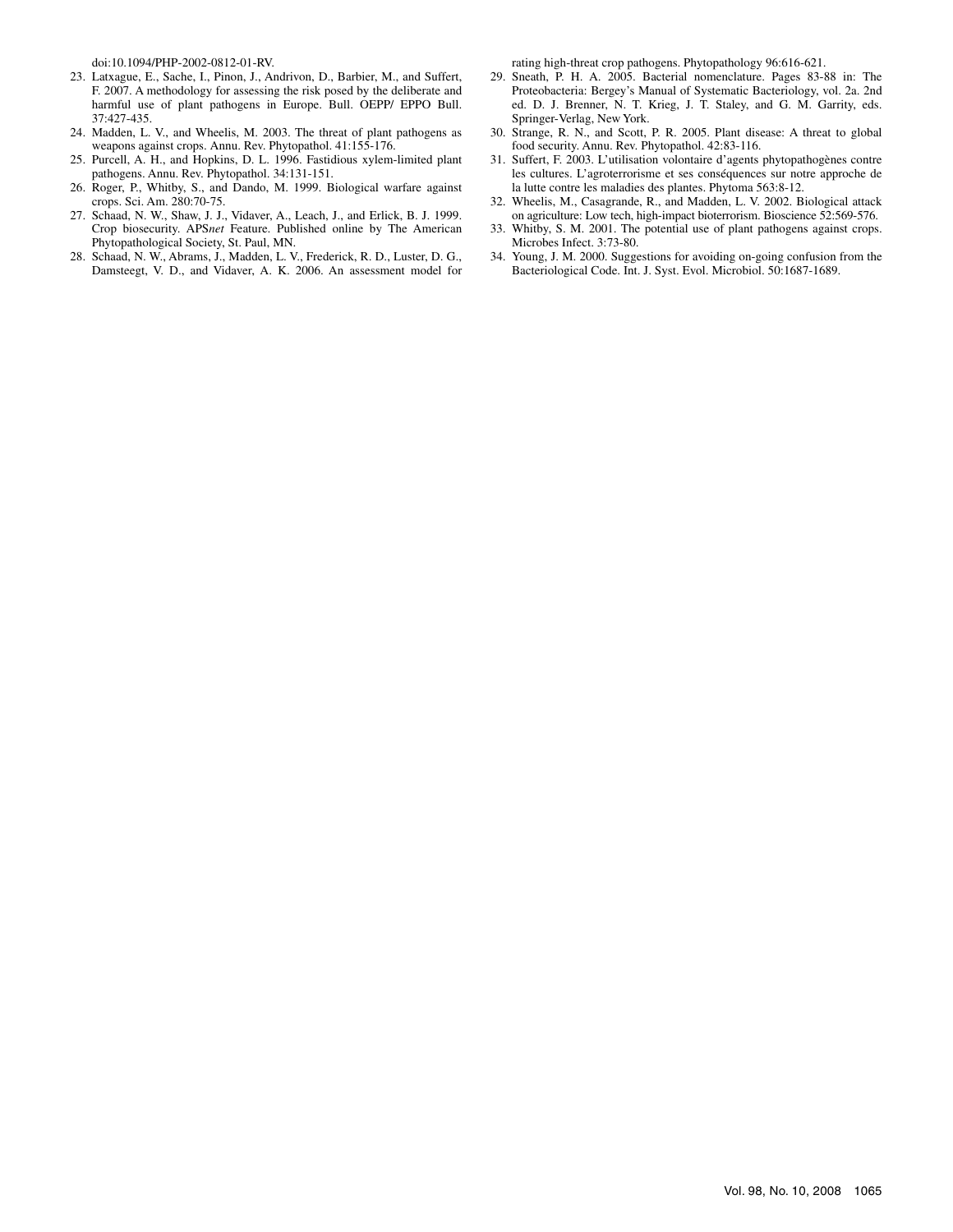doi:10.1094/PHP-2002-0812-01-RV.

23. Latxague, E., Sache, I., Pinon, J., Andrivon, D., Barbier, M., and Suffert, F. 2007. A methodology for assessing the risk posed by the deliberate and harmful use of plant pathogens in Europe. Bull. OEPP/ EPPO Bull. 37:427-435.
24. Madden, L. V., and Wheelis, M. 2003. The threat of plant pathogens as weapons against crops. Annu. Rev. Phytopathol. 41:155-176.
25. Purcell, A. H., and Hopkins, D. L. 1996. Fastidious xylem-limited plant pathogens. Annu. Rev. Phytopathol. 34:131-151.
26. Roger, P., Whitby, S., and Dando, M. 1999. Biological warfare against crops. Sci. Am. 280:70-75.
27. Schaad, N. W., Shaw, J. J., Vidaver, A., Leach, J., and Erlick, B. J. 1999. Crop biosecurity. APS*net* Feature. Published online by The American Phytopathological Society, St. Paul, MN.
28. Schaad, N. W., Abrams, J., Madden, L. V., Frederick, R. D., Luster, D. G., Damsteegt, V. D., and Vidaver, A. K. 2006. An assessment model for rating high-threat crop pathogens. Phytopathology 96:616-621.
29. Sneath, P. H. A. 2005. Bacterial nomenclature. Pages 83-88 in: The Proteobacteria: Bergey's Manual of Systematic Bacteriology, vol. 2a. 2nd ed. D. J. Brenner, N. T. Krieg, J. T. Staley, and G. M. Garrity, eds. Springer-Verlag, New York.
30. Strange, R. N., and Scott, P. R. 2005. Plant disease: A threat to global food security. Annu. Rev. Phytopathol. 42:83-116.
31. Suffert, F. 2003. L'utilisation volontaire d'agents phytopathogènes contre les cultures. L'agroterrorisme et ses conséquences sur notre approche de la lutte contre les maladies des plantes. Phytoma 563:8-12.
32. Wheelis, M., Casagrande, R., and Madden, L. V. 2002. Biological attack on agriculture: Low tech, high-impact bioterrorism. Bioscience 52:569-576.
33. Whitby, S. M. 2001. The potential use of plant pathogens against crops. Microbes Infect. 3:73-80.
34. Young, J. M. 2000. Suggestions for avoiding on-going confusion from the Bacteriological Code. Int. J. Syst. Evol. Microbiol. 50:1687-1689.